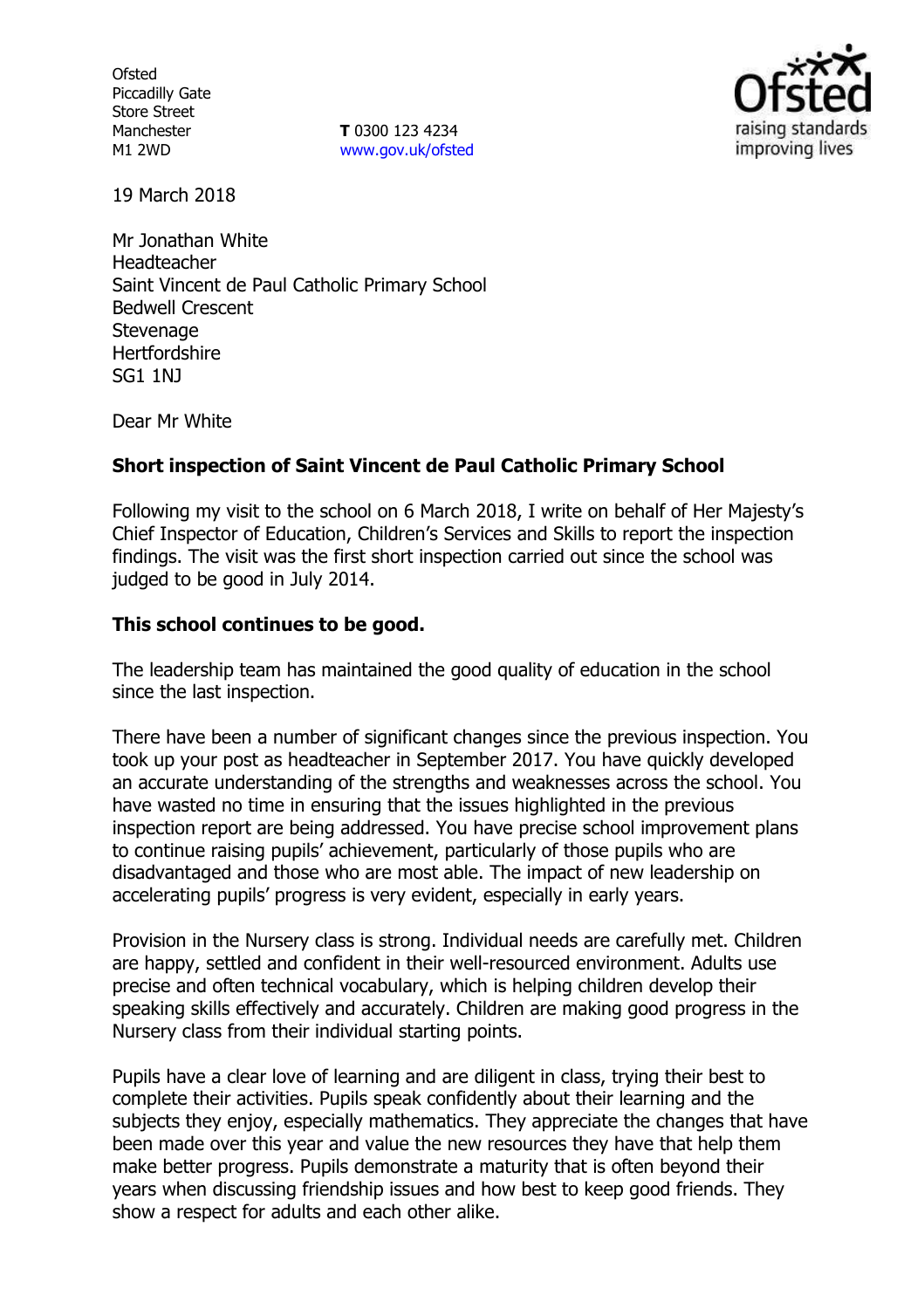Ofsted
Piccadilly Gate
Store Street
Manchester
M1 2WD

**T** 0300 123 4234
www.gov.uk/ofsted

19 March 2018

Mr Jonathan White
Headteacher
Saint Vincent de Paul Catholic Primary School
Bedwell Crescent
Stevenage
Hertfordshire
SG1 1NJ

Dear Mr White

**Short inspection of Saint Vincent de Paul Catholic Primary School**

Following my visit to the school on 6 March 2018, I write on behalf of Her Majesty's Chief Inspector of Education, Children's Services and Skills to report the inspection findings. The visit was the first short inspection carried out since the school was judged to be good in July 2014.

**This school continues to be good.**

The leadership team has maintained the good quality of education in the school since the last inspection.

There have been a number of significant changes since the previous inspection. You took up your post as headteacher in September 2017. You have quickly developed an accurate understanding of the strengths and weaknesses across the school. You have wasted no time in ensuring that the issues highlighted in the previous inspection report are being addressed. You have precise school improvement plans to continue raising pupils' achievement, particularly of those pupils who are disadvantaged and those who are most able. The impact of new leadership on accelerating pupils' progress is very evident, especially in early years.

Provision in the Nursery class is strong. Individual needs are carefully met. Children are happy, settled and confident in their well-resourced environment. Adults use precise and often technical vocabulary, which is helping children develop their speaking skills effectively and accurately. Children are making good progress in the Nursery class from their individual starting points.

Pupils have a clear love of learning and are diligent in class, trying their best to complete their activities. Pupils speak confidently about their learning and the subjects they enjoy, especially mathematics. They appreciate the changes that have been made over this year and value the new resources they have that help them make better progress. Pupils demonstrate a maturity that is often beyond their years when discussing friendship issues and how best to keep good friends. They show a respect for adults and each other alike.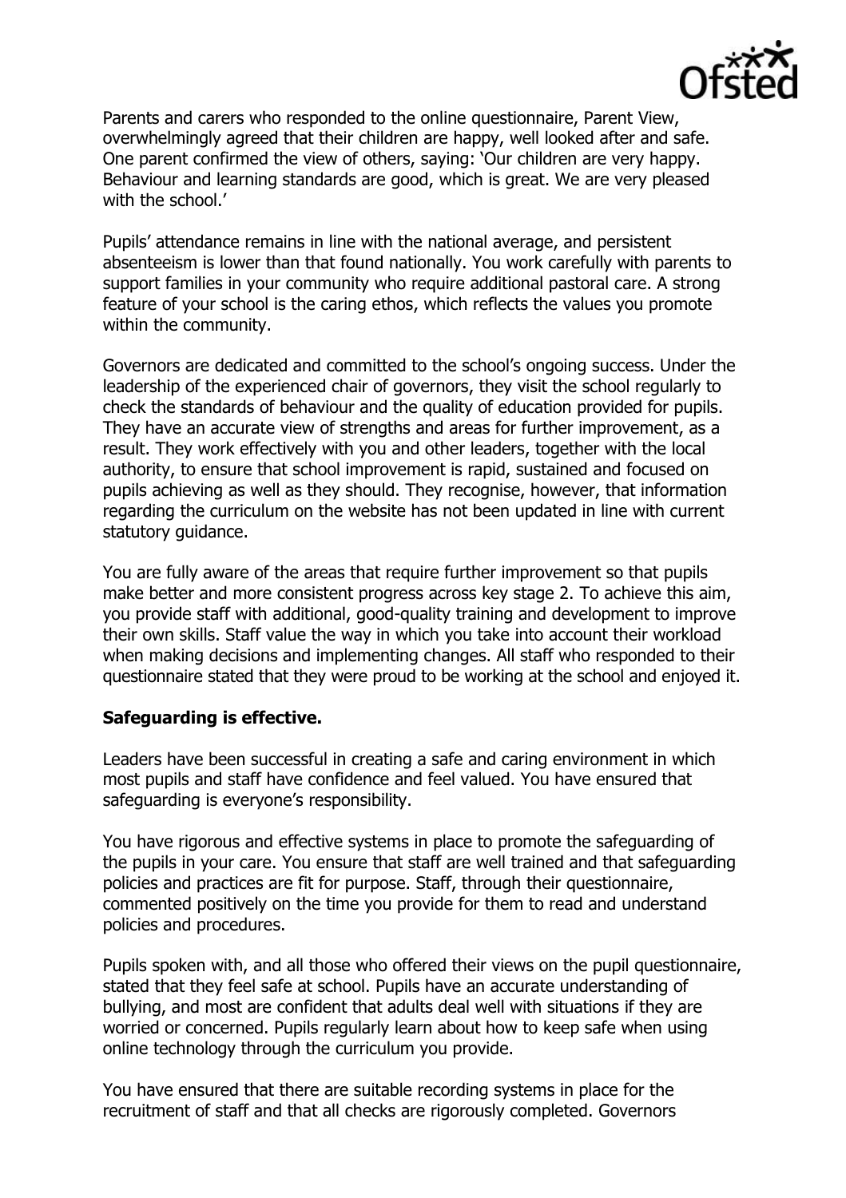Parents and carers who responded to the online questionnaire, Parent View, overwhelmingly agreed that their children are happy, well looked after and safe. One parent confirmed the view of others, saying: 'Our children are very happy. Behaviour and learning standards are good, which is great. We are very pleased with the school.'

Pupils' attendance remains in line with the national average, and persistent absenteeism is lower than that found nationally. You work carefully with parents to support families in your community who require additional pastoral care. A strong feature of your school is the caring ethos, which reflects the values you promote within the community.

Governors are dedicated and committed to the school's ongoing success. Under the leadership of the experienced chair of governors, they visit the school regularly to check the standards of behaviour and the quality of education provided for pupils. They have an accurate view of strengths and areas for further improvement, as a result. They work effectively with you and other leaders, together with the local authority, to ensure that school improvement is rapid, sustained and focused on pupils achieving as well as they should. They recognise, however, that information regarding the curriculum on the website has not been updated in line with current statutory guidance.

You are fully aware of the areas that require further improvement so that pupils make better and more consistent progress across key stage 2. To achieve this aim, you provide staff with additional, good-quality training and development to improve their own skills. Staff value the way in which you take into account their workload when making decisions and implementing changes. All staff who responded to their questionnaire stated that they were proud to be working at the school and enjoyed it.

**Safeguarding is effective.**

Leaders have been successful in creating a safe and caring environment in which most pupils and staff have confidence and feel valued. You have ensured that safeguarding is everyone's responsibility.

You have rigorous and effective systems in place to promote the safeguarding of the pupils in your care. You ensure that staff are well trained and that safeguarding policies and practices are fit for purpose. Staff, through their questionnaire, commented positively on the time you provide for them to read and understand policies and procedures.

Pupils spoken with, and all those who offered their views on the pupil questionnaire, stated that they feel safe at school. Pupils have an accurate understanding of bullying, and most are confident that adults deal well with situations if they are worried or concerned. Pupils regularly learn about how to keep safe when using online technology through the curriculum you provide.

You have ensured that there are suitable recording systems in place for the recruitment of staff and that all checks are rigorously completed. Governors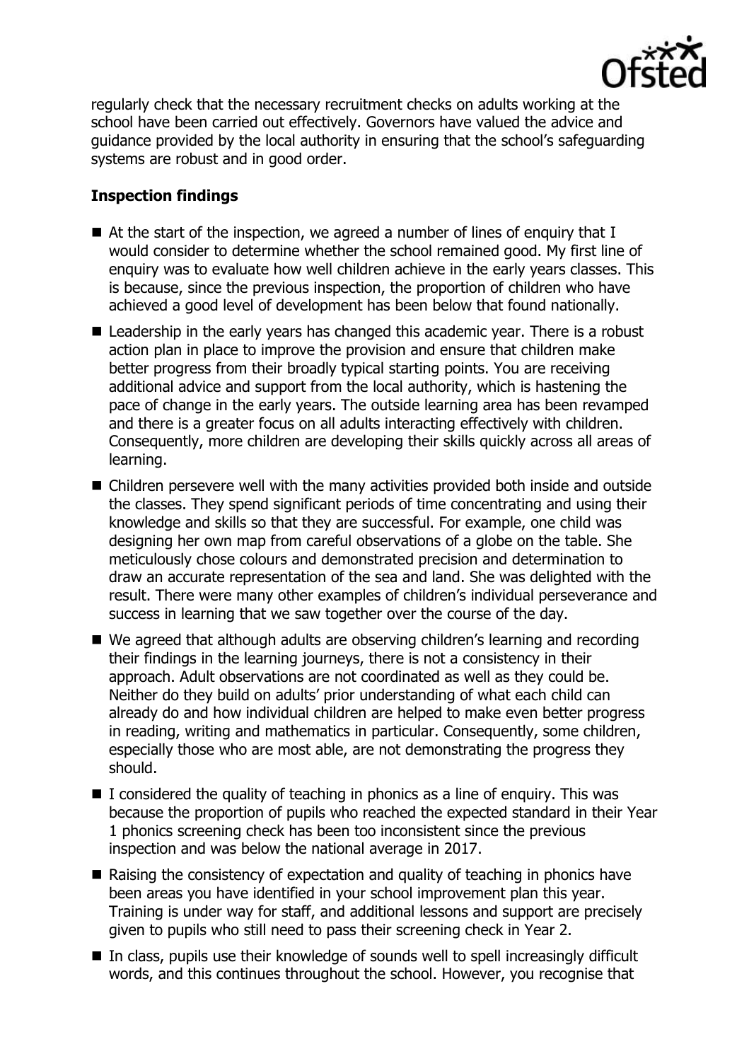regularly check that the necessary recruitment checks on adults working at the school have been carried out effectively. Governors have valued the advice and guidance provided by the local authority in ensuring that the school's safeguarding systems are robust and in good order.

## Inspection findings

- At the start of the inspection, we agreed a number of lines of enquiry that I would consider to determine whether the school remained good. My first line of enquiry was to evaluate how well children achieve in the early years classes. This is because, since the previous inspection, the proportion of children who have achieved a good level of development has been below that found nationally.
- Leadership in the early years has changed this academic year. There is a robust action plan in place to improve the provision and ensure that children make better progress from their broadly typical starting points. You are receiving additional advice and support from the local authority, which is hastening the pace of change in the early years. The outside learning area has been revamped and there is a greater focus on all adults interacting effectively with children. Consequently, more children are developing their skills quickly across all areas of learning.
- Children persevere well with the many activities provided both inside and outside the classes. They spend significant periods of time concentrating and using their knowledge and skills so that they are successful. For example, one child was designing her own map from careful observations of a globe on the table. She meticulously chose colours and demonstrated precision and determination to draw an accurate representation of the sea and land. She was delighted with the result. There were many other examples of children's individual perseverance and success in learning that we saw together over the course of the day.
- We agreed that although adults are observing children's learning and recording their findings in the learning journeys, there is not a consistency in their approach. Adult observations are not coordinated as well as they could be. Neither do they build on adults' prior understanding of what each child can already do and how individual children are helped to make even better progress in reading, writing and mathematics in particular. Consequently, some children, especially those who are most able, are not demonstrating the progress they should.
- I considered the quality of teaching in phonics as a line of enquiry. This was because the proportion of pupils who reached the expected standard in their Year 1 phonics screening check has been too inconsistent since the previous inspection and was below the national average in 2017.
- Raising the consistency of expectation and quality of teaching in phonics have been areas you have identified in your school improvement plan this year. Training is under way for staff, and additional lessons and support are precisely given to pupils who still need to pass their screening check in Year 2.
- In class, pupils use their knowledge of sounds well to spell increasingly difficult words, and this continues throughout the school. However, you recognise that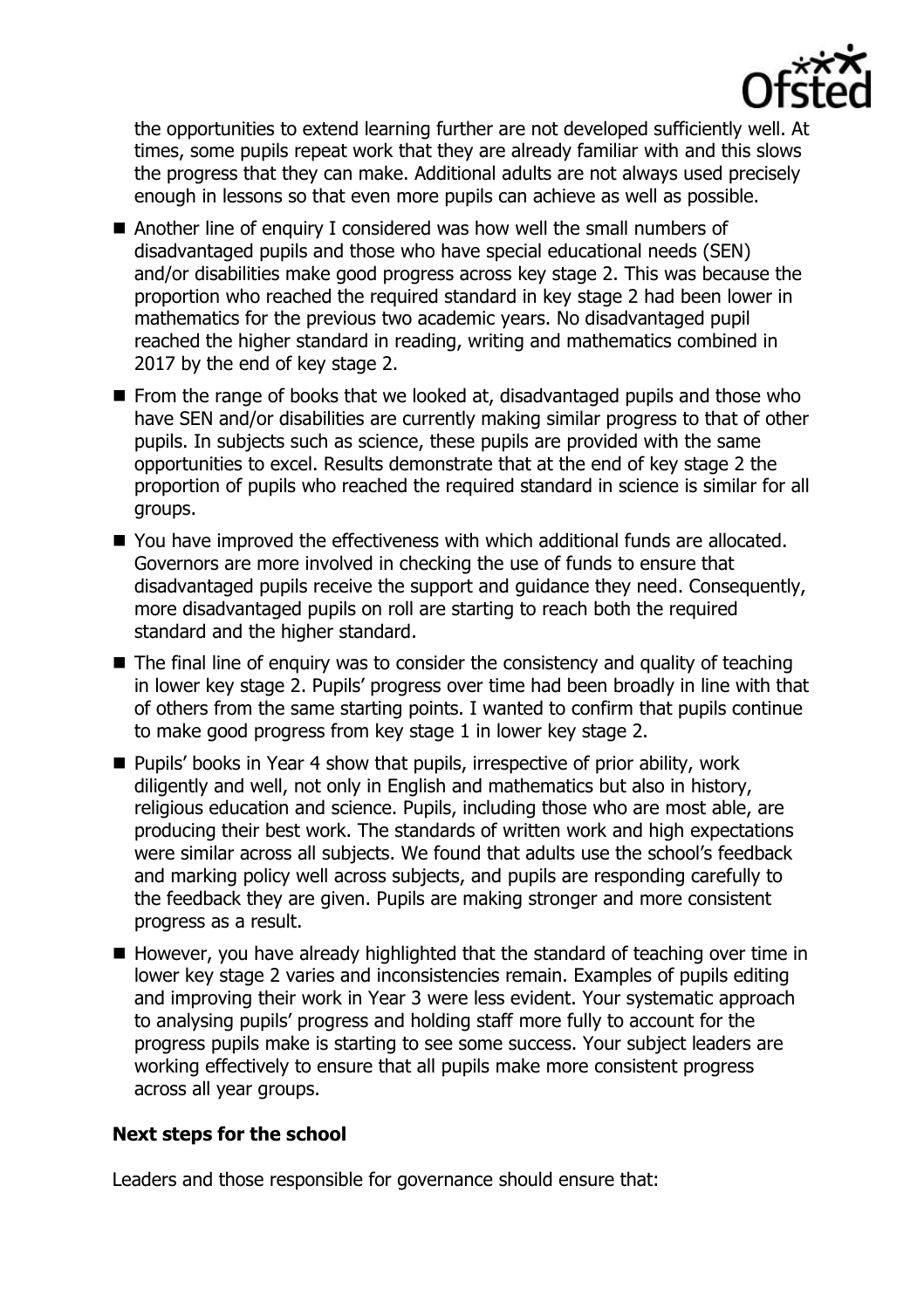the opportunities to extend learning further are not developed sufficiently well. At times, some pupils repeat work that they are already familiar with and this slows the progress that they can make. Additional adults are not always used precisely enough in lessons so that even more pupils can achieve as well as possible.

- Another line of enquiry I considered was how well the small numbers of disadvantaged pupils and those who have special educational needs (SEN) and/or disabilities make good progress across key stage 2. This was because the proportion who reached the required standard in key stage 2 had been lower in mathematics for the previous two academic years. No disadvantaged pupil reached the higher standard in reading, writing and mathematics combined in 2017 by the end of key stage 2.
- From the range of books that we looked at, disadvantaged pupils and those who have SEN and/or disabilities are currently making similar progress to that of other pupils. In subjects such as science, these pupils are provided with the same opportunities to excel. Results demonstrate that at the end of key stage 2 the proportion of pupils who reached the required standard in science is similar for all groups.
- You have improved the effectiveness with which additional funds are allocated. Governors are more involved in checking the use of funds to ensure that disadvantaged pupils receive the support and guidance they need. Consequently, more disadvantaged pupils on roll are starting to reach both the required standard and the higher standard.
- The final line of enquiry was to consider the consistency and quality of teaching in lower key stage 2. Pupils' progress over time had been broadly in line with that of others from the same starting points. I wanted to confirm that pupils continue to make good progress from key stage 1 in lower key stage 2.
- Pupils' books in Year 4 show that pupils, irrespective of prior ability, work diligently and well, not only in English and mathematics but also in history, religious education and science. Pupils, including those who are most able, are producing their best work. The standards of written work and high expectations were similar across all subjects. We found that adults use the school's feedback and marking policy well across subjects, and pupils are responding carefully to the feedback they are given. Pupils are making stronger and more consistent progress as a result.
- However, you have already highlighted that the standard of teaching over time in lower key stage 2 varies and inconsistencies remain. Examples of pupils editing and improving their work in Year 3 were less evident. Your systematic approach to analysing pupils' progress and holding staff more fully to account for the progress pupils make is starting to see some success. Your subject leaders are working effectively to ensure that all pupils make more consistent progress across all year groups.

### Next steps for the school

Leaders and those responsible for governance should ensure that: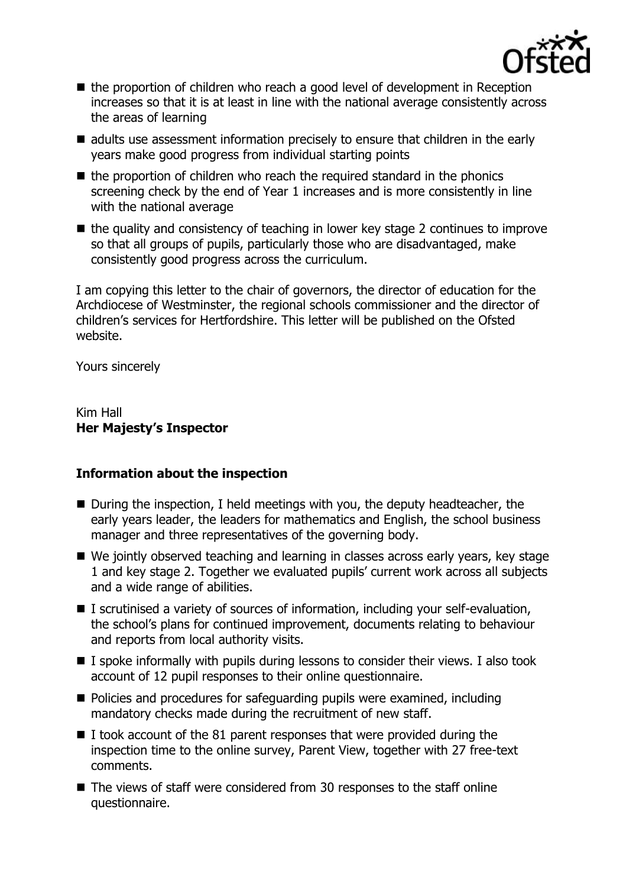- the proportion of children who reach a good level of development in Reception increases so that it is at least in line with the national average consistently across the areas of learning
- adults use assessment information precisely to ensure that children in the early years make good progress from individual starting points
- the proportion of children who reach the required standard in the phonics screening check by the end of Year 1 increases and is more consistently in line with the national average
- the quality and consistency of teaching in lower key stage 2 continues to improve so that all groups of pupils, particularly those who are disadvantaged, make consistently good progress across the curriculum.

I am copying this letter to the chair of governors, the director of education for the Archdiocese of Westminster, the regional schools commissioner and the director of children's services for Hertfordshire. This letter will be published on the Ofsted website.

Yours sincerely

Kim Hall
**Her Majesty's Inspector**

### Information about the inspection

- During the inspection, I held meetings with you, the deputy headteacher, the early years leader, the leaders for mathematics and English, the school business manager and three representatives of the governing body.
- We jointly observed teaching and learning in classes across early years, key stage 1 and key stage 2. Together we evaluated pupils' current work across all subjects and a wide range of abilities.
- I scrutinised a variety of sources of information, including your self-evaluation, the school's plans for continued improvement, documents relating to behaviour and reports from local authority visits.
- I spoke informally with pupils during lessons to consider their views. I also took account of 12 pupil responses to their online questionnaire.
- Policies and procedures for safeguarding pupils were examined, including mandatory checks made during the recruitment of new staff.
- I took account of the 81 parent responses that were provided during the inspection time to the online survey, Parent View, together with 27 free-text comments.
- The views of staff were considered from 30 responses to the staff online questionnaire.